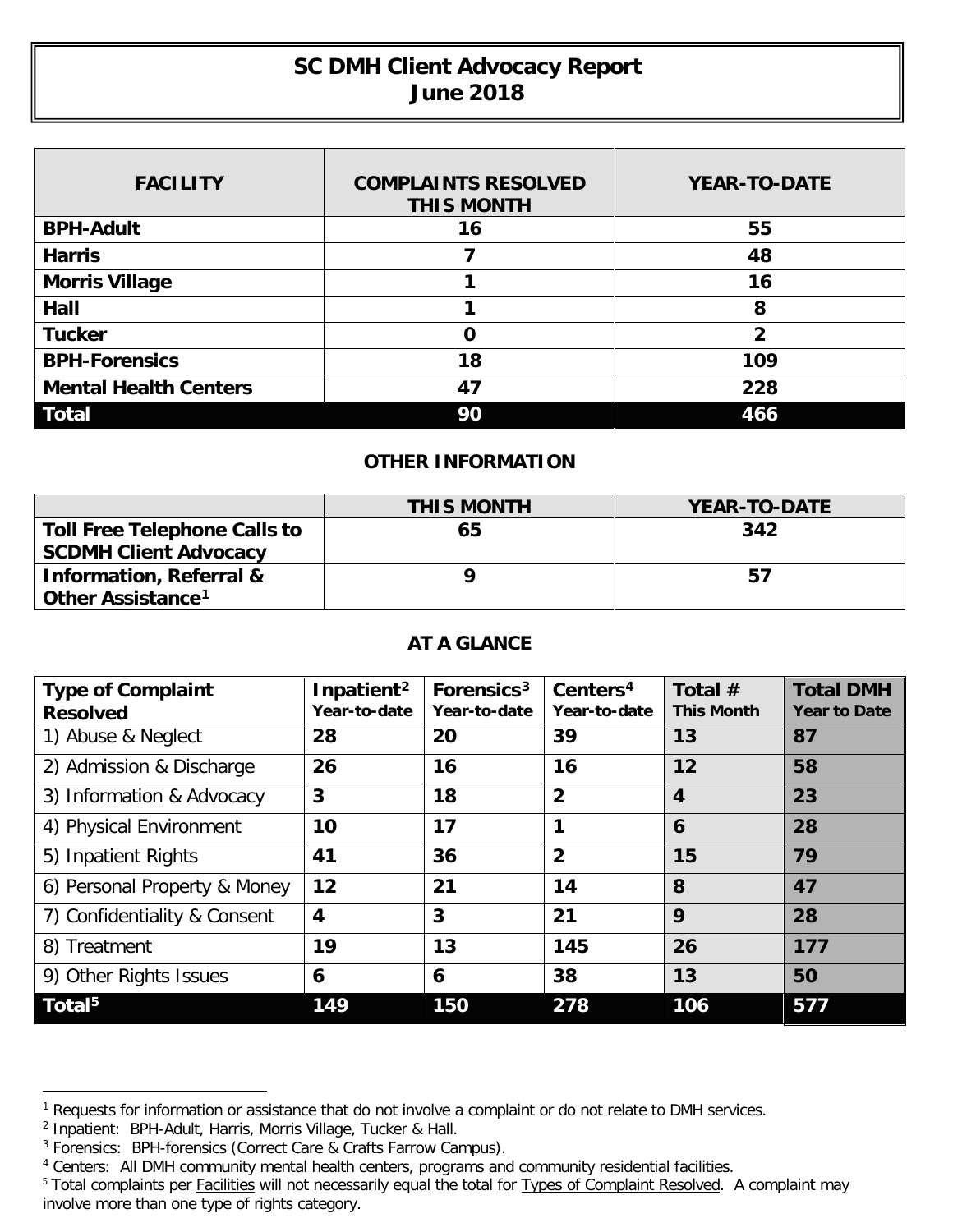# SC DMH Client Advocacy Report
# June 2018

| FACILITY | COMPLAINTS RESOLVED THIS MONTH | YEAR-TO-DATE |
|---|---|---|
| BPH-Adult | 16 | 55 |
| Harris | 7 | 48 |
| Morris Village | 1 | 16 |
| Hall | 1 | 8 |
| Tucker | 0 | 2 |
| BPH-Forensics | 18 | 109 |
| Mental Health Centers | 47 | 228 |
| **Total** | **90** | **466** |

## OTHER INFORMATION

| | THIS MONTH | YEAR-TO-DATE |
|---|---|---|
| Toll Free Telephone Calls to SCDMH Client Advocacy | 65 | 342 |
| Information, Referral & Other Assistance[1] | 9 | 57 |

## AT A GLANCE

| Type of Complaint Resolved | Inpatient[2] Year-to-date | Forensics[3] Year-to-date | Centers[4] Year-to-date | Total # This Month | Total DMH Year to Date |
|---|---|---|---|---|---|
| 1) Abuse & Neglect | 28 | 20 | 39 | 13 | 87 |
| 2) Admission & Discharge | 26 | 16 | 16 | 12 | 58 |
| 3) Information & Advocacy | 3 | 18 | 2 | 4 | 23 |
| 4) Physical Environment | 10 | 17 | 1 | 6 | 28 |
| 5) Inpatient Rights | 41 | 36 | 2 | 15 | 79 |
| 6) Personal Property & Money | 12 | 21 | 14 | 8 | 47 |
| 7) Confidentiality & Consent | 4 | 3 | 21 | 9 | 28 |
| 8) Treatment | 19 | 13 | 145 | 26 | 177 |
| 9) Other Rights Issues | 6 | 6 | 38 | 13 | 50 |
| **Total[5]** | **149** | **150** | **278** | **106** | **577** |

[1] Requests for information or assistance that do not involve a complaint or do not relate to DMH services.

[2] Inpatient: BPH-Adult, Harris, Morris Village, Tucker & Hall.

[3] Forensics: BPH-forensics (Correct Care & Crafts Farrow Campus).

[4] Centers: All DMH community mental health centers, programs and community residential facilities.

[5] Total complaints per Facilities will not necessarily equal the total for Types of Complaint Resolved. A complaint may involve more than one type of rights category.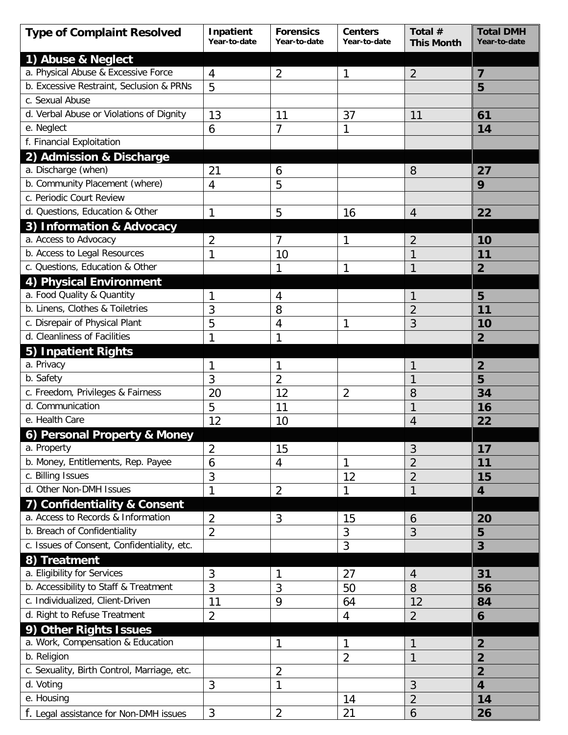| Type of Complaint Resolved | Inpatient Year-to-date | Forensics Year-to-date | Centers Year-to-date | Total # This Month | Total DMH Year-to-date |
|---|---|---|---|---|---|
| **1) Abuse & Neglect** | | | | | |
| a. Physical Abuse & Excessive Force | 4 | 2 | 1 | 2 | **7** |
| b. Excessive Restraint, Seclusion & PRNs | 5 | | | | **5** |
| c. Sexual Abuse | | | | | |
| d. Verbal Abuse or Violations of Dignity | 13 | 11 | 37 | 11 | **61** |
| e. Neglect | 6 | 7 | 1 | | **14** |
| f. Financial Exploitation | | | | | |
| **2) Admission & Discharge** | | | | | |
| a. Discharge (when) | 21 | 6 | | 8 | **27** |
| b. Community Placement (where) | 4 | 5 | | | **9** |
| c. Periodic Court Review | | | | | |
| d. Questions, Education & Other | 1 | 5 | 16 | 4 | **22** |
| **3) Information & Advocacy** | | | | | |
| a. Access to Advocacy | 2 | 7 | 1 | 2 | **10** |
| b. Access to Legal Resources | 1 | 10 | | 1 | **11** |
| c. Questions, Education & Other | | 1 | 1 | 1 | **2** |
| **4) Physical Environment** | | | | | |
| a. Food Quality & Quantity | 1 | 4 | | 1 | **5** |
| b. Linens, Clothes & Toiletries | 3 | 8 | | 2 | **11** |
| c. Disrepair of Physical Plant | 5 | 4 | 1 | 3 | **10** |
| d. Cleanliness of Facilities | 1 | 1 | | | **2** |
| **5) Inpatient Rights** | | | | | |
| a. Privacy | 1 | 1 | | 1 | **2** |
| b. Safety | 3 | 2 | | 1 | **5** |
| c. Freedom, Privileges & Fairness | 20 | 12 | 2 | 8 | **34** |
| d. Communication | 5 | 11 | | 1 | **16** |
| e. Health Care | 12 | 10 | | 4 | **22** |
| **6) Personal Property & Money** | | | | | |
| a. Property | 2 | 15 | | 3 | **17** |
| b. Money, Entitlements, Rep. Payee | 6 | 4 | 1 | 2 | **11** |
| c. Billing Issues | 3 | | 12 | 2 | **15** |
| d. Other Non-DMH Issues | 1 | 2 | 1 | 1 | **4** |
| **7) Confidentiality & Consent** | | | | | |
| a. Access to Records & Information | 2 | 3 | 15 | 6 | **20** |
| b. Breach of Confidentiality | 2 | | 3 | 3 | **5** |
| c. Issues of Consent, Confidentiality, etc. | | | 3 | | **3** |
| **8) Treatment** | | | | | |
| a. Eligibility for Services | 3 | 1 | 27 | 4 | **31** |
| b. Accessibility to Staff & Treatment | 3 | 3 | 50 | 8 | **56** |
| c. Individualized, Client-Driven | 11 | 9 | 64 | 12 | **84** |
| d. Right to Refuse Treatment | 2 | | 4 | 2 | **6** |
| **9) Other Rights Issues** | | | | | |
| a. Work, Compensation & Education | | 1 | 1 | 1 | **2** |
| b. Religion | | | 2 | 1 | **2** |
| c. Sexuality, Birth Control, Marriage, etc. | | 2 | | | **2** |
| d. Voting | 3 | 1 | | 3 | **4** |
| e. Housing | | | 14 | 2 | **14** |
| f. Legal assistance for Non-DMH issues | 3 | 2 | 21 | 6 | **26** |